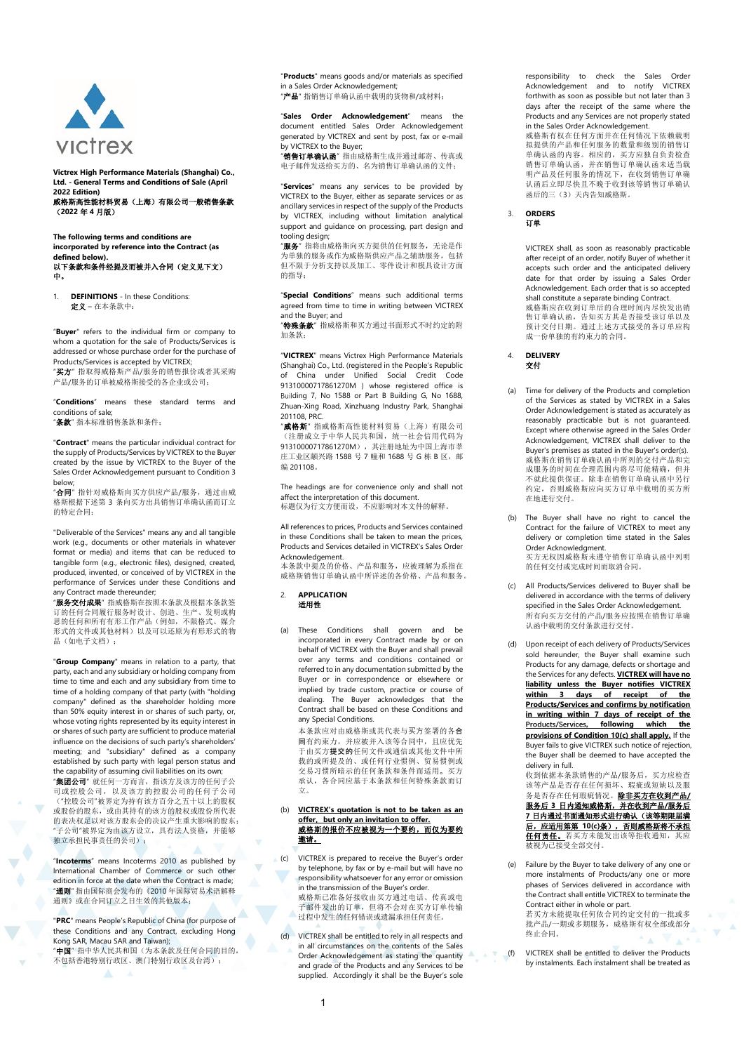**Victrex High Performance Materials (Shanghai) Co., Ltd. - General Terms and Conditions of Sale (April 2022 Edition)**
**威格斯高性能材料贸易（上海）有限公司一般销售条款（2022 年 4 月版）**

**The following terms and conditions are incorporated by reference into the Contract (as defined below).**
**以下条款和条件经提及而被并入合同（定义见下文）中。**

1. **DEFINITIONS** - In these Conditions:
**定义** – 在本条款中：

"**Buyer**" refers to the individual firm or company to whom a quotation for the sale of Products/Services is addressed or whose purchase order for the purchase of Products/Services is accepted by VICTREX;
"**买方**" 指取得威格斯产品/服务的销售报价或者其采购产品/服务的订单被威格斯接受的各企业或公司；

"**Conditions**" means these standard terms and conditions of sale;
"**条款**" 指本标准销售条款和条件；

"**Contract**" means the particular individual contract for the supply of Products/Services by VICTREX to the Buyer created by the issue by VICTREX to the Buyer of the Sales Order Acknowledgement pursuant to Condition 3 below;
"**合同**" 指针对威格斯向买方供应产品/服务，通过由威格斯根据下述第 3 条向买方出具销售订单确认函而订立的特定合同；

"Deliverable of the Services" means any and all tangible work (e.g., documents or other materials in whatever format or media) and items that can be reduced to tangible form (e.g., electronic files), designed, created, produced, invented, or conceived of by VICTREX in the performance of Services under these Conditions and any Contract made thereunder;
"**服务交付成果**" 指威格斯在按照本条款及根据本条款签订的任何合同履行服务时设计、创造、生产、发明或构思的任何和所有有形工作产品（例如，不限格式、媒介形式的文件或其他材料）以及可以还原为有形形式的物品（如电子文档）；

"**Group Company**" means in relation to a party, that party, each and any subsidiary or holding company from time to time and each and any subsidiary from time to time of a holding company of that party (with "holding company" defined as the shareholder holding more than 50% equity interest in or shares of such party, or, whose voting rights represented by its equity interest in or shares of such party are sufficient to produce material influence on the decisions of such party's shareholders' meeting; and "subsidiary" defined as a company established by such party with legal person status and with the capability of assuming civil liabilities on its own;
"**集团公司**" 就任何一方而言，指该方及该方的任何子公司或控股公司，以及该方的控股公司的任何子公司（"控股公司"被界定为持有该方百分之五十以上的股权或股份的股东，或由其持有的该方的股权或股份所代表的表决权足以对该方股东会的决议产生重大影响的股东；"子公司"被界定为由该方设立，具有法人资格，并能够独立承担民事责任的公司）；

"**Incoterms**" means Incoterms 2010 as published by International Chamber of Commerce or such other edition in force at the date when the Contract is made;
"**通则**" 指由国际商会发布的《2010 年国际贸易术语解释通则》或在合同订立之日生效的其他版本；

"**PRC**" means People's Republic of China (for purpose of these Conditions and any Contract, excluding Hong Kong SAR, Macau SAR and Taiwan);
"**中国**" 指中华人民共和国（为本条款及任何合同的目的，不包括香港特别行政区、澳门特别行政区及台湾）；

"**Products**" means goods and/or materials as specified in a Sales Order Acknowledgement;
"**产品**" 指销售订单确认函中载明的货物和/或材料；

"**Sales Order Acknowledgement**" means the document entitled Sales Order Acknowledgement generated by VICTREX and sent by post, fax or e-mail by VICTREX to the Buyer;
"**销售订单确认函**" 指由威格斯生成并通过邮寄、传真或电子邮件发送给买方的、名为销售订单确认函的文件；

"**Services**" means any services to be provided by VICTREX to the Buyer, either as separate services or as ancillary services in respect of the supply of the Products by VICTREX, including without limitation analytical support and guidance on processing, part design and tooling design;
"**服务**" 指将由威格斯向买方提供的任何服务，无论是作为单独的服务或作为威格斯供应产品之辅助服务，包括但不限于分析支持以及加工、零件设计和模具设计方面的指导；

"**Special Conditions**" means such additional terms agreed from time to time in writing between VICTREX and the Buyer; and
"**特殊条款**" 指威格斯和买方通过书面形式不时约定的附加条款；

"**VICTREX**" means Victrex High Performance Materials (Shanghai) Co., Ltd. (registered in the People's Republic of China under Unified Social Credit Code 91310000717867127OM ) whose registered office is Building 7, No 1588 or Part B Building G, No 1688, Zhuan-Xing Road, Xinzhuang Industry Park, Shanghai 201108, PRC.
"**威格斯**" 指威格斯高性能材料贸易（上海）有限公司（注册成立于中华人民共和国，统一社会信用代码为 91310000717867127OM），其注册地址为中国上海市莘庄工业区颛兴路 1588 号 7 幢和 1688 号 G 栋 B 区，邮编 201108。

The headings are for convenience only and shall not affect the interpretation of this document.
标题仅为行文方便而设，不应影响对本文件的解释。

All references to prices, Products and Services contained in these Conditions shall be taken to mean the prices, Products and Services detailed in VICTREX's Sales Order Acknowledgement.
本条款中提及的价格、产品和服务，应被理解为系指在威格斯销售订单确认函中所详述的各价格、产品和服务。

2. **APPLICATION**
**适用性**

(a) These Conditions shall govern and be incorporated in every Contract made by or on behalf of VICTREX with the Buyer and shall prevail over any terms and conditions contained or referred to in any documentation submitted by the Buyer or in correspondence or elsewhere or implied by trade custom, practice or course of dealing. The Buyer acknowledges that the Contract shall be based on these Conditions and any Special Conditions.
本条款应对由威格斯或其代表与买方签署的各合同有约束力，并应被并入该等合同中，且应优先于由买方提交的任何文件或通信或其他文件中所载的或所提及的、或任何行业惯例、贸易惯例或交易习惯所暗示的任何条款和条件而适用。买方承认，各合同应基于本条款和任何特殊条款而订立。

(b) <u>**VICTREX's quotation is not to be taken as an offer, but only an invitation to offer.**</u>
<u>**威格斯的报价不应被视为一个要约，而仅为要约邀请。**</u>

(c) VICTREX is prepared to receive the Buyer's order by telephone, by fax or by e-mail but will have no responsibility whatsoever for any error or omission in the transmission of the Buyer's order.
威格斯已准备好接收由买方通过电话、传真或电子邮件发出的订单，但将不会对在买方订单传输过程中发生的任何错误或遗漏承担任何责任。

(d) VICTREX shall be entitled to rely in all respects and in all circumstances on the contents of the Sales Order Acknowledgement as stating the quantity and grade of the Products and any Services to be supplied. Accordingly it shall be the Buyer's sole responsibility to check the Sales Order Acknowledgement and to notify VICTREX forthwith as soon as possible but not later than 3 days after the receipt of the same where the Products and any Services are not properly stated in the Sales Order Acknowledgement.
威格斯有权在任何方面并在任何情况下依赖载明拟提供的产品和任何服务的数量和级别的销售订单确认函的内容。相应的，买方应独自负责检查销售订单确认函，并在销售订单确认函未适当载明产品及任何服务的情况下，在收到销售订单确认函后立即尽快且不晚于收到该等销售订单确认函后的三（3）天内告知威格斯。

3. **ORDERS**
**订单**

VICTREX shall, as soon as reasonably practicable after receipt of an order, notify Buyer of whether it accepts such order and the anticipated delivery date for that order by issuing a Sales Order Acknowledgement. Each order that is so accepted shall constitute a separate binding Contract.
威格斯应在收到订单后的合理时间内尽快发出销售订单确认函，告知买方其是否接受该订单以及预计交付日期。通过上述方式接受的各订单应构成一份单独的有约束力的合同。

4. **DELIVERY**
**交付**

(a) Time for delivery of the Products and completion of the Services as stated by VICTREX in a Sales Order Acknowledgement is stated as accurately as reasonably practicable but is not guaranteed. Except where otherwise agreed in the Sales Order Acknowledgement, VICTREX shall deliver to the Buyer's premises as stated in the Buyer's order(s).
威格斯在销售订单确认函中所列的交付产品和完成服务的时间在合理范围内将尽可能精确，但并不就此提供保证。除非在销售订单确认函中另行约定，否则威格斯应向买方订单中载明的买方所在地进行交付。

(b) The Buyer shall have no right to cancel the Contract for the failure of VICTREX to meet any delivery or completion time stated in the Sales Order Acknowledgement.
买方无权因威格斯未遵守销售订单确认函中列明的任何交付或完成时间而取消合同。

(c) All Products/Services delivered to Buyer shall be delivered in accordance with the terms of delivery specified in the Sales Order Acknowledgement.
所有向买方交付的产品/服务应按照在销售订单确认函中载明的交付条款进行交付。

(d) Upon receipt of each delivery of Products/Services sold hereunder, the Buyer shall examine such Products for any damage, defects or shortage and the Services for any defects. <u>**VICTREX will have no liability unless the Buyer notifies VICTREX within 3 days of receipt of the Products/Services and confirms by notification in writing within 7 days of receipt of the Products/Services, following which the provisions of Condition 10(c) shall apply.**</u> If the Buyer fails to give VICTREX such notice of rejection, the Buyer shall be deemed to have accepted the delivery in full.
收到依据本条款销售的产品/服务后，买方应检查该等产品是否存在任何损坏、瑕疵或短缺以及服务是否存在任何瑕疵情况。<u>**除非买方在收到产品/服务后 3 日内通知威格斯，并在收到产品/服务后 7 日内通过书面通知形式进行确认（该等期限届满后，应适用第 10(c)条），否则威格斯将不承担任何责任。**</u>若买方未能发出该等拒收通知，其应被视为已接受全部交付。

(e) Failure by the Buyer to take delivery of any one or more instalments of Products/any one or more phases of Services delivered in accordance with the Contract shall entitle VICTREX to terminate the Contract either in whole or part.
若买方未能提取任何依合同约定交付的一批或多批产品/一期或多期服务，威格斯有权全部或部分终止合同。

(f) VICTREX shall be entitled to deliver the Products by instalments. Each instalment shall be treated as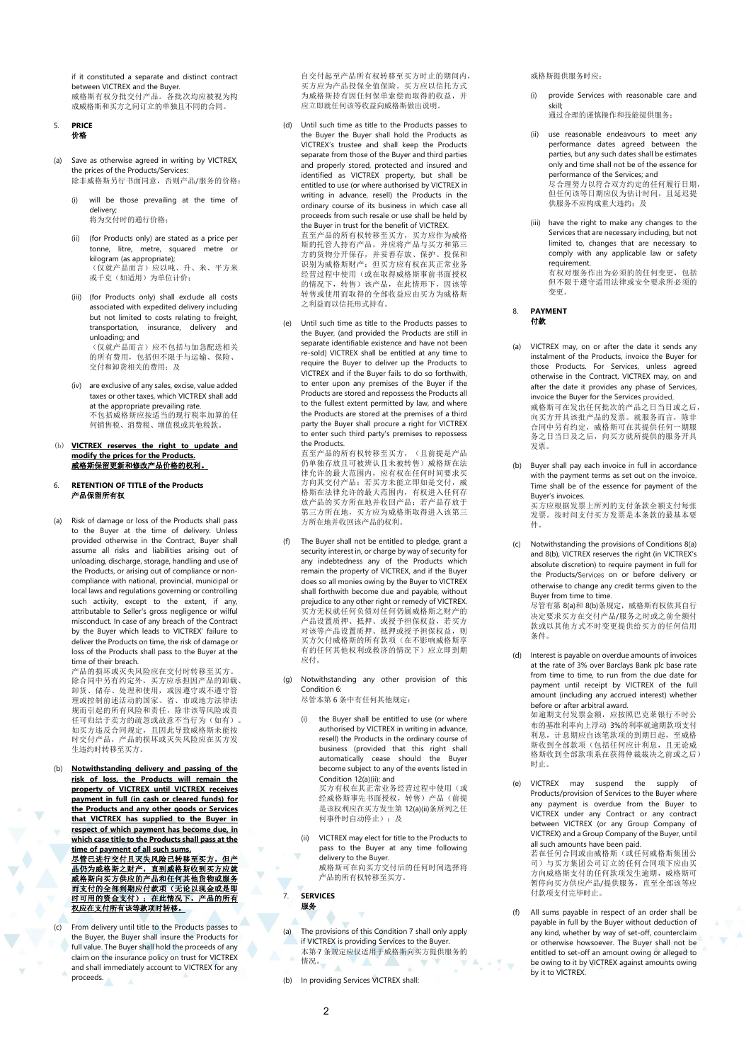if it constituted a separate and distinct contract between VICTREX and the Buyer.
威格斯有权分批交付产品。各批次均应被视为构成威格斯和买方之间订立的单独且不同的合同。

5. **PRICE**
**价格**

(a) Save as otherwise agreed in writing by VICTREX, the prices of the Products/Services:
除非威格斯另行书面同意，否则产品/服务的价格：

(i) will be those prevailing at the time of delivery;
将为交付时的通行价格；

(ii) (for Products only) are stated as a price per tonne, litre, metre, squared metre or kilogram (as appropriate);
（仅就产品而言）应以吨、升、米、平方米或千克（如适用）为单位计价；

(iii) (for Products only) shall exclude all costs associated with expedited delivery including but not limited to costs relating to freight, transportation, insurance, delivery and unloading; and
（仅就产品而言）应不包括与加急配送相关的所有费用，包括但不限于与运输、保险、交付和卸货相关的费用；及

(iv) are exclusive of any sales, excise, value added taxes or other taxes, which VICTREX shall add at the appropriate prevailing rate.
不包括威格斯应按适当的现行税率加算的任何销售税、消费税、增值税或其他税款。

(b) **VICTREX reserves the right to update and modify the prices for the Products.**
**威格斯保留更新和修改产品价格的权利。**

6. **RETENTION OF TITLE of the Products**
**产品保留所有权**

(a) Risk of damage or loss of the Products shall pass to the Buyer at the time of delivery. Unless provided otherwise in the Contract, Buyer shall assume all risks and liabilities arising out of unloading, discharge, storage, handling and use of the Products, or arising out of compliance or non-compliance with national, provincial, municipal or local laws and regulations governing or controlling such activity, except to the extent, if any, attributable to Seller's gross negligence or wilful misconduct. In case of any breach of the Contract by the Buyer which leads to VICTREX' failure to deliver the Products on time, the risk of damage or loss of the Products shall pass to the Buyer at the time of their breach.
产品的损坏或灭失风险应在交付时转移至买方。除合同中另有约定外，买方应承担因产品的卸载、卸货、储存、处理和使用，或因遵守或不遵守管理或控制前述活动的国家、省、市或地方法律法规而引起的所有风险和责任，除非该等风险或责任可归结于卖方的疏忽或故意不当行为（如有）。如买方违反合同规定，且因此导致威格斯未能按时交付产品，产品的损坏或灭失风险应在买方发生违约时转移至买方。

(b) **Notwithstanding delivery and passing of the risk of loss, the Products will remain the property of VICTREX until VICTREX receives payment in full (in cash or cleared funds) for the Products and any other goods or Services that VICTREX has supplied to the Buyer in respect of which payment has become due, in which case title to the Products shall pass at the time of payment of all such sums.**
**尽管已进行交付且灭失风险已转移至买方，但产品仍为威格斯之财产，直到威格斯收到买方应就威格斯向买方供应的产品和任何其他货物或服务而支付的全部到期应付款项（无论以现金或是即时可用的资金支付）；在此情况下，产品的所有权应在支付所有该等款项时转移。**

(c) From delivery until title to the Products passes to the Buyer, the Buyer shall insure the Products for full value. The Buyer shall hold the proceeds of any claim on the insurance policy on trust for VICTREX and shall immediately account to VICTREX for any proceeds.
自交付起至产品所有权转移至买方时止的期间内，买方应为产品投保全值保险。买方应以信托方式为威格斯持有因任何保单索偿而取得的收益，并应立即就任何该等收益向威格斯做出说明。

(d) Until such time as title to the Products passes to the Buyer the Buyer shall hold the Products as VICTREX's trustee and shall keep the Products separate from those of the Buyer and third parties and properly stored, protected and insured and identified as VICTREX property, but shall be entitled to use (or where authorised by VICTREX in writing in advance, resell) the Products in the ordinary course of its business in which case all proceeds from such resale or use shall be held by the Buyer in trust for the benefit of VICTREX.
直至产品的所有权转移至买方，买方应作为威格斯的托管人持有产品，并应将产品与买方和第三方的货物分开保存，并妥善存放、保护、投保和识别为威格斯财产，但买方应有权在其正常业务经营过程中使用（或在取得威格斯事前书面授权的情况下，转售）该产品，在此情形下，因该等转售或使用而取得的全部收益应由买方为威格斯之利益而以信托形式持有。

(e) Until such time as title to the Products passes to the Buyer, (and provided the Products are still in separate identifiable existence and have not been re-sold) VICTREX shall be entitled at any time to require the Buyer to deliver up the Products to VICTREX and if the Buyer fails to do so forthwith, to enter upon any premises of the Buyer if the Products are stored and repossess the Products all to the fullest extent permitted by law, and where the Products are stored at the premises of a third party the Buyer shall procure a right for VICTREX to enter such third party's premises to repossess the Products.
直至产品的所有权转移至买方，（且前提是产品仍单独存放且可被辨识且未被转售）威格斯在法律允许的最大范围内，应有权在任何时间要求买方向其交付产品；若买方未能立即如是交付，威格斯在法律允许的最大范围内，有权进入任何存放产品的买方所在地并收回该产品；若产品存放于第三方所在地，买方应为威格斯取得进入该第三方所在地并收回该产品的权利。

(f) The Buyer shall not be entitled to pledge, grant a security interest in, or charge by way of security for any indebtedness any of the Products which remain the property of VICTREX, and if the Buyer does so all monies owing by the Buyer to VICTREX shall forthwith become due and payable, without prejudice to any other right or remedy of VICTREX.
买方无权就任何负债对任何仍属威格斯之财产的产品设置质押、抵押、或授予担保权益，若买方对该等产品设置质押、抵押或授予担保权益，则买方欠付威格斯的所有款项（在不影响威格斯享有的任何其他权利或救济的情况下）应立即到期应付。

(g) Notwithstanding any other provision of this Condition 6:
尽管本第 6 条中有任何其他规定：

(i) the Buyer shall be entitled to use (or where authorised by VICTREX in writing in advance, resell) the Products in the ordinary course of business (provided that this right shall automatically cease should the Buyer become subject to any of the events listed in Condition 12(a)(ii); and
买方有权在其正常业务经营过程中使用（或经威格斯事先书面授权，转售）产品（前提是该权利应在买方发生第 12(a)(ii)条所列之任何事件时自动停止）；及

(ii) VICTREX may elect for title to the Products to pass to the Buyer at any time following delivery to the Buyer.
威格斯可在向买方交付后的任何时间选择将产品的所有权转移至买方。

7. **SERVICES**
**服务**

(a) The provisions of this Condition 7 shall only apply if VICTREX is providing Services to the Buyer.
本第 7 条规定应仅适用于威格斯向买方提供服务的情况。

(b) In providing Services VICTREX shall:
威格斯提供服务时应：

(i) provide Services with reasonable care and skill;
通过合理的谨慎操作和技能提供服务；

(ii) use reasonable endeavours to meet any performance dates agreed between the parties, but any such dates shall be estimates only and time shall not be of the essence for performance of the Services; and
尽合理努力以符合双方约定的任何履行日期，但任何该等日期应仅为估计时间，且延迟提供服务不应构成重大违约；及

(iii) have the right to make any changes to the Services that are necessary including, but not limited to, changes that are necessary to comply with any applicable law or safety requirement.
有权对服务作出为必须的任何变更，包括但不限于遵守适用法律或安全要求所必须的变更。

8. **PAYMENT**
**付款**

(a) VICTREX may, on or after the date it sends any instalment of the Products, invoice the Buyer for those Products. For Services, unless agreed otherwise in the Contract, VICTREX may, on and after the date it provides any phase of Services, invoice the Buyer for the Services provided.
威格斯可在发出任何批次的产品之日当日或之后，向买方开具该批产品的发票。就服务而言，除非合同中另有约定，威格斯可在其提供任何一期服务之日当日及之后，向买方就所提供的服务开具发票。

(b) Buyer shall pay each invoice in full in accordance with the payment terms as set out on the invoice. Time shall be of the essence for payment of the Buyer's invoices.
买方应根据发票上所列的支付条款全额支付每张发票。按时向付支付买方发票是本条款的最基本要件。

(c) Notwithstanding the provisions of Conditions 8(a) and 8(b), VICTREX reserves the right (in VICTREX's absolute discretion) to require payment in full for the Products/Services on or before delivery or otherwise to change any credit terms given to the Buyer from time to time.
尽管有第 8(a)和 8(b)条规定，威格斯有权依其自行决定要求买方在交付产品/服务之时或之前全额付款或以其他方式不时变更其提供给买方的任何信用条件。

(d) Interest is payable on overdue amounts of invoices at the rate of 3% over Barclays Bank plc base rate from time to time, to run from the due date for payment until receipt by VICTREX of the full amount (including any accrued interest) whether before or after arbitral award.
如逾期支付发票金额，应按照巴克莱银行不时公布的基准利率向上浮动 3%的利率就逾期款项支付利息，计息期间自该笔款项的到期日起，至威格斯收到全部款项（包括任何应计利息，且无论威格斯收到全部款项系在获得仲裁裁决之前或之后）时止。

(e) VICTREX may suspend the supply of Products/provision of Services to the Buyer where any payment is overdue from the Buyer to VICTREX under any Contract or any contract between VICTREX (or any Group Company of VICTREX) and a Group Company of the Buyer, until all such amounts have been paid.
若在任何合同或由威格斯（或任何威格斯集团公司）与买方集团公司订立的任何合同项下应由买方向威格斯支付的任何款项发生逾期，威格斯可暂停向买方供应产品/提供服务，直至全部该等应付款项支付完毕时止。

(f) All sums payable in respect of an order shall be payable in full by the Buyer without deduction of any kind, whether by way of set-off, counterclaim or otherwise howsoever. The Buyer shall not be entitled to set-off an amount owing or alleged to be owing to it by VICTREX against amounts owing by it to VICTREX.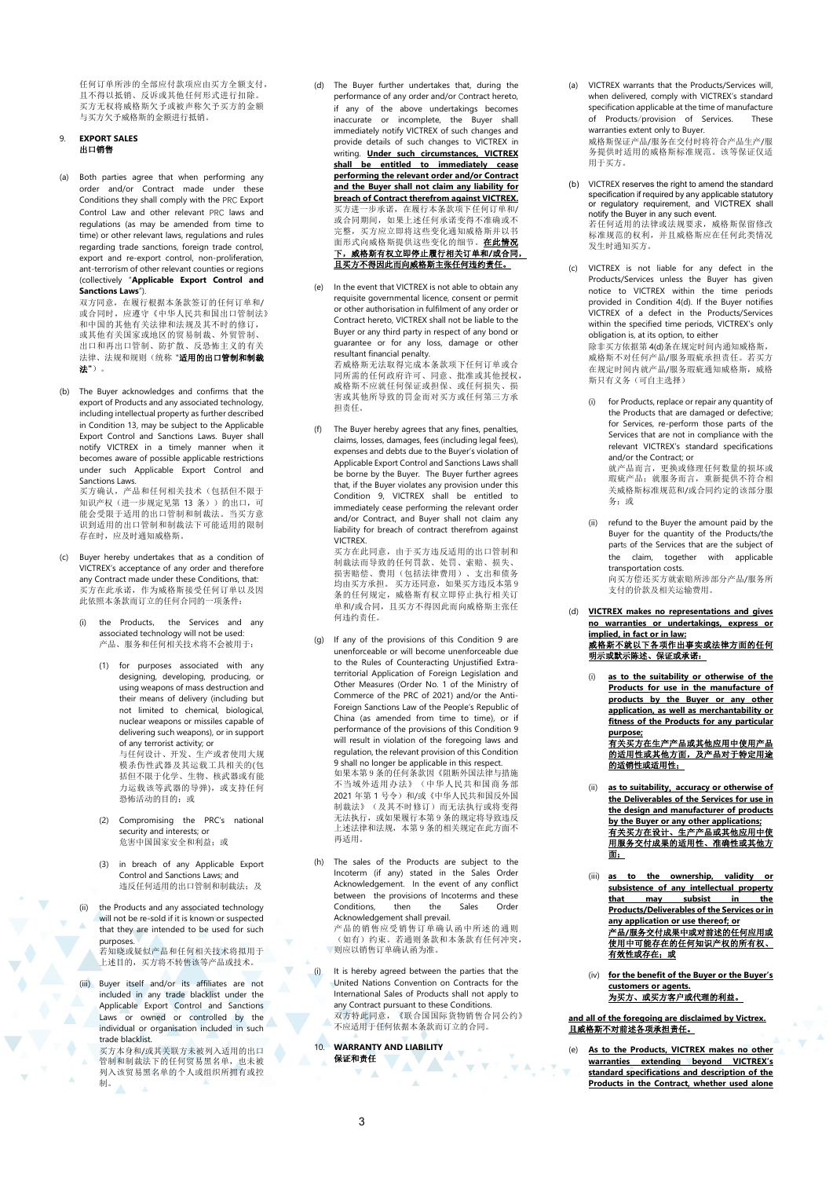任何订单所涉的全部应付款项应由买方全额支付，且不得以抵销、反诉或其他任何形式进行扣除。买方无权将威格斯欠于或被声称欠于买方的金额与买方欠于威格斯的金额进行抵销。

9. **EXPORT SALES**
**出口销售**

(a) Both parties agree that when performing any order and/or Contract made under these Conditions they shall comply with the PRC Export Control Law and other relevant PRC laws and regulations (as may be amended from time to time) or other relevant laws, relevant regulations and rules regarding trade sanctions, foreign trade control, export and re-export control, non-proliferation, ant-terrorism of other relevant counties or regions (collectively "**Applicable Export Control and Sanctions Laws**").
双方同意，在履行根据本条款签订的任何订单和/或合同时，应遵守《中华人民共和国出口管制法》和中国的其他有关法律和法规及其不时的修订，或其他有关国家或地区的贸易制裁、外贸管制、出口和再出口管制、防扩散、反恐怖主义的有关法律、法规和规则（统称"**适用的出口管制和制裁法**"）。

(b) The Buyer acknowledges and confirms that the export of Products and any associated technology, including intellectual property as further described in Condition 13, may be subject to the Applicable Export Control and Sanctions Laws. Buyer shall notify VICTREX in a timely manner when it becomes aware of possible applicable restrictions under such Applicable Export Control and Sanctions Laws.
买方确认，产品和任何相关技术（包括但不限于知识产权（进一步规定见第 13 条））的出口，可能会受限于适用的出口管制和制裁法。当买方意识到适用的出口管制和制裁法下可能适用的限制存在时，应及时通知威格斯。

(c) Buyer hereby undertakes that as a condition of VICTREX's acceptance of any order and therefore any Contract made under these Conditions, that:
买方在此承诺，作为威格斯接受任何订单以及因此依据本条款而订立的任何合同的一项条件：

  (i) the Products, the Services and any associated technology will not be used:
  产品、服务和任何相关技术将不会被用于：

    (1) for purposes associated with any designing, developing, producing, or using weapons of mass destruction and their means of delivery (including but not limited to chemical, biological, nuclear weapons or missiles capable of delivering such weapons), or in support of any terrorist activity; or
    与任何设计、开发、生产或者使用大规模杀伤性武器及其运载工具相关的(包括但不限于化学、生物、核武器或有能力运载该等武器的导弹)，或支持任何恐怖活动的目的；或

    (2) Compromising the PRC's national security and interests; or
    危害中国国家安全和利益；或

    (3) in breach of any Applicable Export Control and Sanctions Laws; and
    违反任何适用的出口管制和制裁法；及

  (ii) the Products and any associated technology will not be re-sold if it is known or suspected that they are intended to be used for such purposes.
  若知晓或疑似产品和任何相关技术将拟用于上述目的，买方将不转售该等产品或技术。

  (iii) Buyer itself and/or its affiliates are not included in any trade blacklist under the Applicable Export Control and Sanctions Laws or owned or controlled by the individual or organisation included in such trade blacklist.
  买方本身和/或其关联方未被列入适用的出口管制和制裁法下的任何贸易黑名单，也未被列入该贸易黑名单的个人或组织所拥有或控制。

(d) The Buyer further undertakes that, during the performance of any order and/or Contract hereto, if any of the above undertakings becomes inaccurate or incomplete, the Buyer shall immediately notify VICTREX of such changes and provide details of such changes to VICTREX in writing. **Under such circumstances, VICTREX shall be entitled to immediately cease performing the relevant order and/or Contract and the Buyer shall not claim any liability for breach of Contract therefrom against VICTREX.**
买方进一步承诺，在履行本条款项下任何订单和/或合同期间，如果上述任何承诺变得不准确或不完整，买方应立即将这些变化通知威格斯并以书面形式向威格斯提供这些变化的细节。**在此情况下，威格斯有权立即停止履行相关订单和/或合同，且买方不得因此而向威格斯主张任何违约责任。**

(e) In the event that VICTREX is not able to obtain any requisite governmental licence, consent or permit or other authorisation in fulfilment of any order or Contract hereto, VICTREX shall not be liable to the Buyer or any third party in respect of any bond or guarantee or for any loss, damage or other resultant financial penalty.
若威格斯无法取得完成本条款项下任何订单或合同所需的任何政府许可、同意、批准或其他授权，威格斯不应就任何保证或担保、或任何损失、损害或其他所导致的罚金而对买方或任何第三方承担责任。

(f) The Buyer hereby agrees that any fines, penalties, claims, losses, damages, fees (including legal fees), expenses and debts due to the Buyer's violation of Applicable Export Control and Sanctions Laws shall be borne by the Buyer. The Buyer further agrees that, if the Buyer violates any provision under this Condition 9, VICTREX shall be entitled to immediately cease performing the relevant order and/or Contract, and Buyer shall not claim any liability for breach of contract therefrom against VICTREX.
买方在此同意，由于买方违反适用的出口管制和制裁法而导致的任何罚款、处罚、索赔、损失、损害赔偿、费用（包括法律费用）、支出和债务均由买方承担。买方还同意，如果买方违反本第 9 条的任何规定，威格斯有权立即停止执行相关订单和/或合同，且买方不得因此而向威格斯主张任何违约责任。

(g) If any of the provisions of this Condition 9 are unenforceable or will become unenforceable due to the Rules of Counteracting Unjustified Extra-territorial Application of Foreign Legislation and Other Measures (Order No. 1 of the Ministry of Commerce of the PRC of 2021) and/or the Anti-Foreign Sanctions Law of the People's Republic of China (as amended from time to time), or if performance of the provisions of this Condition 9 will result in violation of the foregoing laws and regulation, the relevant provision of this Condition 9 shall no longer be applicable in this respect.
如果本第 9 条的任何规定因《阻断外国法律与措施不当域外适用办法》（中华人民共和国商务部 2021 年第 1 号令）和/或《中华人民共和国反外国制裁法》（及其不时修订）而无法执行或将变得无法执行，或如果履行本第 9 条规定将导致违反上述法律和法规，本第 9 条的相关规定在此方面不再适用。

(h) The sales of the Products are subject to the Incoterm (if any) stated in the Sales Order Acknowledgement. In the event of any conflict between the provisions of Incoterms and these Conditions, then the Sales Order Acknowledgement shall prevail.
产品的销售应受销售订单确认函中所述的通则（如有）约束。若通则条款和本条款有任何冲突，则应以销售订单确认函为准。

(i) It is hereby agreed between the parties that the United Nations Convention on Contracts for the International Sales of Products shall not apply to any Contract pursuant to these Conditions.
双方特此同意，《联合国国际货物销售合同公约》不应适用于任何依据本条款而订立的合同。

10. **WARRANTY AND LIABILITY**
**保证和责任**

(a) VICTREX warrants that the Products/Services will, when delivered, comply with VICTREX's standard specification applicable at the time of manufacture of Products/provision of Services. These warranties extent only to Buyer.
威格斯保证产品/服务在交付时将符合产品生产/服务提供时适用的威格斯标准规范。该等保证仅适用于买方。

(b) VICTREX reserves the right to amend the standard specification if required by any applicable statutory or regulatory requirement, and VICTREX shall notify the Buyer in any such event.
若任何适用的法律或法规要求，威格斯保留修改标准规范的权利，并且威格斯应在任何此类情况发生时通知买方。

(c) VICTREX is not liable for any defect in the Products/Services unless the Buyer has given notice to VICTREX within the time periods provided in Condition 4(d). If the Buyer notifies VICTREX of a defect in the Products/Services within the specified time periods, VICTREX's only obligation is, at its option, to either
除非买方依据第 4(d)条在规定时间内通知威格斯，威格斯不对任何产品/服务瑕疵承担责任。若买方在规定时间内就产品/服务瑕疵通知威格斯，威格斯只有义务（可自主选择）

  (i) for Products, replace or repair any quantity of the Products that are damaged or defective; for Services, re-perform those parts of the Services that are not in compliance with the relevant VICTREX's standard specifications and/or the Contract; or
  就产品而言，更换或修理任何数量的损坏或瑕疵产品；就服务而言，重新提供不符合相关威格斯标准规范和/或合同约定的该部分服务；或

  (ii) refund to the Buyer the amount paid by the Buyer for the quantity of the Products/the parts of the Services that are the subject of the claim, together with applicable transportation costs.
  向买方偿还买方就索赔所涉部分产品/服务所支付的价款及相关运输费用。

(d) **VICTREX makes no representations and gives no warranties or undertakings, express or implied, in fact or in law:**
**威格斯不就以下各项作出事实或法律方面的任何明示或默示陈述、保证或承诺：**

  (i) **as to the suitability or otherwise of the Products for use in the manufacture of products by the Buyer or any other application, as well as merchantability or fitness of the Products for any particular purpose;**
  **有关买方在生产产品或其他应用中使用产品的适用性或其他方面，及产品对于特定用途的适销性或适用性；**

  (ii) **as to suitability, accuracy or otherwise of the Deliverables of the Services for use in the design and manufacturer of products by the Buyer or any other applications;**
  **有关买方在设计、生产产品或其他应用中使用服务交付成果的适用性、准确性或其他方面；**

  (iii) **as to the ownership, validity or subsistence of any intellectual property that may subsist in the Products/Deliverables of the Services or in any application or use thereof; or**
  **产品/服务交付成果中或对前述的任何应用或使用中可能存在的任何知识产权的所有权、有效性或存在；或**

  (iv) **for the benefit of the Buyer or the Buyer's customers or agents.**
  **为买方、或买方客户或代理的利益。**

**and all of the foregoing are disclaimed by Victrex.**
**且威格斯不对前述各项承担责任。**

(e) **As to the Products, VICTREX makes no other warranties extending beyond VICTREX's standard specifications and description of the Products in the Contract, whether used alone**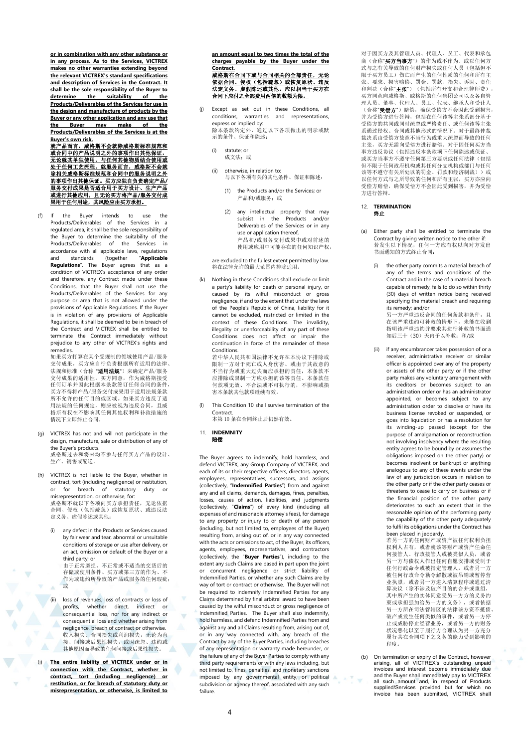**or in combination with any other substance or in any process. As to the Services, VICTREX makes no other warranties extending beyond the relevant VICTREX's standard specifications and description of Services in the Contract. It shall be the sole responsibility of the Buyer to determine the suitability of the Products/Deliverables of the Services for use in the design and manufacture of products by the Buyer or any other application and any use that the Buyer may make of the Products/Deliverables of the Services is at the Buyer's own risk.**

**就产品而言，威格斯不会就除威格斯标准规范和或合同中的产品说明之外的事项作出其他保证，无论就其单独使用、与任何其他物质结合使用或处于任何工艺流程。就服务而言，威格斯不会就除相关威格斯标准规范和合同中的服务说明之外的事项作出其他保证。买方应独自负责确定产品/服务交付成果是否适合用于买方设计、生产产品或进行其他应用，且无论买方将产品/服务交付成果用于任何用途，其风险应由买方承担。**

(f) If the Buyer intends to use the Products/Deliverables of the Services in a regulated area, it shall be the sole responsibility of the Buyer to determine the suitability of the Products/Deliverables of the Services in accordance with all applicable laws, regulations and standards (together "**Applicable Regulations**". The Buyer agrees that as a condition of VICTREX's acceptance of any order and therefore, any Contract made under these Conditions, that the Buyer shall not use the Products/Deliverables of the Services for any purpose or area that is not allowed under the provisions of Applicable Regulations. If the Buyer is in violation of any provisions of Applicable Regulations, it shall be deemed to be in breach of the Contract and VICTREX shall be entitled to terminate the Contract immediately without prejudice to any other of VICTREX's rights and remedies.
如果买方打算在某个受规制的领域使用产品/服务交付成果，买方应自行负责根据所有适用的法律、法规和标准（合称"**适用法规**"）来确定产品/服务交付成果的适用性。买方同意，作为威格斯接受任何订单并因此根据本条款签订任何合同的条件，买方不得将产品/服务交付成果用于适用法规条款所不允许的任何目的或区域。如果买方违反了适用法规的任何规定，则应被视为违反合同，且威格斯有权在不影响其任何其他权利和补救措施的情况下立即终止合同。

(g) VICTREX has not and will not participate in the design, manufacture, sale or distribution of any of the Buyer's products.
威格斯过去和将来均不参与任何买方产品的设计、生产、销售或配送。

(h) VICTREX is not liable to the Buyer, whether in contract, tort (including negligence) or restitution, or for breach of statutory duty or misrepresentation, or otherwise, for:
威格斯不就以下各项向买方承担责任，无论依据合同、侵权（包括疏忽）或恢复原状、或违反法定义务、虚假陈述或其他：

   (i) any defect in the Products or Services caused by fair wear and tear, abnormal or unsuitable conditions of storage or use after delivery, or an act, omission or default of the Buyer or a third party; or
   由于正常磨损、不正常或不适当的交货后的存储或使用条件、买方或第三方的作为、不作为或违约所导致的产品或服务的任何瑕疵；或

   (ii) loss of revenues, loss of contracts or loss of profits, whether direct, indirect or consequential loss, nor for any indirect or consequential loss and whether arising from negligence, breach of contract or otherwise.
   收入损失、合同损失或利润损失，无论为直接、间接或后果性损失，或因疏忽、违约或其他原因而导致的任何间接或后果性损失。

(i) **The entire liability of VICTREX under or in connection with the Contract, whether in contract, tort (including negligence) or restitution, or for breach of statutory duty or misrepresentation, or otherwise, is limited to an amount equal to two times the total of the charges payable by the Buyer under the Contract.**
**威格斯在合同下或与合同相关的全部责任，无论依据合同、侵权（包括疏忽）或恢复原状、违反法定义务、虚假陈述或其他，应以相当于买方在合同下应付之全部费用两倍的数额为限。**

(j) Except as set out in these Conditions, all conditions, warranties and representations, express or implied by:
除本条款约定外，通过以下各项做出的明示或默示的条件、保证和陈述：

   (i) statute; or
   成文法；或

   (ii) otherwise, in relation to:
   与以下各项有关的其他条件、保证和陈述：

      (1) the Products and/or the Services; or
      产品和/或服务；或

      (2) any intellectual property that may subsist in the Products and/or Deliverables of the Services or in any use or application thereof,
      产品和/或服务交付成果中或对前述的使用或应用中可能存在的任何知识产权，

are excluded to the fullest extent permitted by law.
将在法律允许的最大范围内排除适用。

(k) Nothing in these Conditions shall exclude or limit a party's liability for death or personal injury, or caused by its wilful misconduct or gross negligence, if and to the extent that under the laws of the People's Republic of China, liability for it cannot be excluded, restricted or limited in the context of these Conditions. The invalidity, illegality or unenforceability of any part of these Conditions does not affect or impair the continuation in force of the remainder of these Conditions.
若中华人民共和国法律不允许在本协议下排除或限制一方对于死亡或人身伤害、或由于其故意的不当行为或重大过失而应承担的责任，本条款不应排除或限制一方应承担的该等责任。本条款任何款项无效、不合法或不可执行的，不影响或损害本条款其他款项继续有效。

(l) This Condition 10 shall survive termination of the Contract.
本第 10 条在合同终止后仍然有效。

## 11. INDEMNITY
## 赔偿

The Buyer agrees to indemnify, hold harmless, and defend VICTREX, any Group Company of VICTREX, and each of its or their respective officers, directors, agents, employees, representatives, successors, and assigns (collectively, "**Indemnified Parties**") from and against any and all claims, demands, damages, fines, penalties, losses, causes of action, liabilities, and judgments (collectively, "**Claims**") of every kind (including all expenses of and reasonable attorney's fees), for damage to any property or injury to or death of any person (including, but not limited to, employees of the Buyer) resulting from, arising out of, or in any way connected with the acts or omissions to act, of the Buyer, its officers, agents, employees, representatives, and contractors (collectively, the "**Buyer Parties**"), including to the extent any such Claims are based in part upon the joint or concurrent negligence or strict liability of Indemnified Parties, or whether any such Claims are by way of tort or contract or otherwise. The Buyer will not be required to indemnify Indemnified Parties for any Claims determined by final arbitral award to have been caused by the wilful misconduct or gross negligence of Indemnified Parties. The Buyer shall also indemnify, hold harmless, and defend Indemnified Parties from and against any and all Claims resulting from, arising out of, or in any way connected with, any breach of the Contract by any of the Buyer Parties, including breaches of any representation or warranty made hereunder, or the failure of any of the Buyer Parties to comply with any third party requirements or with any laws including, but not limited to, fines, penalties, and monetary sanctions imposed by any governmental entity, or political subdivision or agency thereof, associated with any such failure.

对于因买方及其管理人员、代理人、员工、代表和承包商（合称"**买方当事方**"）的作为或不作为、或以任何方式与之有关导致的任何财产损失或任何人员（包括但不限于买方员工）伤亡而产生的任何性质的任何和所有主张、要求、损害赔偿、罚金、罚款、损失、诉因、责任和判决（合称"**主张**"）（包括所有开支和合理律师费），买方同意向威格斯、威格斯的任何集团公司以及各自管理人员、董事、代理人、员工、代表、继承人和受让人（合称"**受偿方**"）赔偿，确保受偿方不会因此受到损害，并为受偿方进行答辩，包括在任何该等主张系部分基于受偿方的共同或同时疏忽或严格责任、或任何该等主张系通过侵权、合同或其他形式的情况下。对于最终仲裁裁决系由受偿方故意不当行为或重大疏忽而导致的任何主张，买方无需向受偿方进行赔偿。对于因任何买方当事方违反协议（包括违反本条款项下任何陈述或保证、或买方当事方不遵守任何第三方要求或任何法律（包括但不限于任何政府机构或其任何分支机构或部门与任何该等不遵守有关所处以的罚金、罚款和经济制裁））或以任何方式与之所导致的任何和所有主张，买方亦应向受偿方赔偿，确保受偿方不会因此受到损害，并为受偿方进行答辩。

## 12. TERMINATION
## 终止

(a) Either party shall be entitled to terminate the Contract by giving written notice to the other if:
若发生以下情况，任何一方应有权以向对方发出书面通知的方式终止合同：

   (i) the other party commits a material breach of any of the terms and conditions of the Contract and in the case of a material breach capable of remedy, fails to do so within thirty (30) days of written notice being received specifying the material breach and requiring its remedy; and/or
   另一方严重违反合同的任何条款和条件，且在该严重违约可补救的情形下，未能在收到指明该严重违约并要求其进行补救的书面通知后三十（30）天内予以补救；和/或

   (ii) if any encumbrancer takes possession of or a receiver, administrative receiver or similar officer is appointed over any of the property or assets of the other party or if the other party makes any voluntary arrangement with its creditors or becomes subject to an administration order or has an administrator appointed, or becomes subject to any administration order to dissolve or have its business license revoked or suspended, or goes into liquidation or has a resolution for its winding-up passed (except for the purpose of amalgamation or reconstruction not involving insolvency where the resulting entity agrees to be bound by or assumes the obligations imposed on the other party) or becomes insolvent or bankrupt or anything analogous to any of these events under the law of any jurisdiction occurs in relation to the other party or if the other party ceases or threatens to cease to carry on business or if the financial position of the other party deteriorates to such an extent that in the reasonable opinion of the performing party the capability of the other party adequately to fulfil its obligations under the Contract has been placed in jeopardy.
   若另一方的任何财产或资产被任何权利负担权利人占有，或者就该等财产或资产任命任何接管人、行政接管人或类似人员，或者另一方与债权人作出任何自愿安排或受制于任何行政命令或被指定管理人，或者另一方被任何行政命令勒令解散或被吊销或暂停营业执照，或者另一方进入清算程序或通过清算决议（除不涉及破产目的的合并或重组，其中所产生的实体同意受另一方的义务约束或承担强加给另一方的义务），或者依据另一方所在司法管辖区的法律该方资不抵债、破产或发生任何类似的事件，或者另一方停止或威胁停止经营业务，或者另一方的财务状况恶化以至于履行方合理认为另一方充分履行其在合同项下之义务的能力受到影响的程度。

(b) On termination or expiry of the Contract, however arising, all of VICTREX's outstanding unpaid invoices and interest become immediately due and the Buyer shall immediately pay to VICTREX all such amount and, in respect of Products supplied/Services provided but for which no invoice has been submitted, VICTREX shall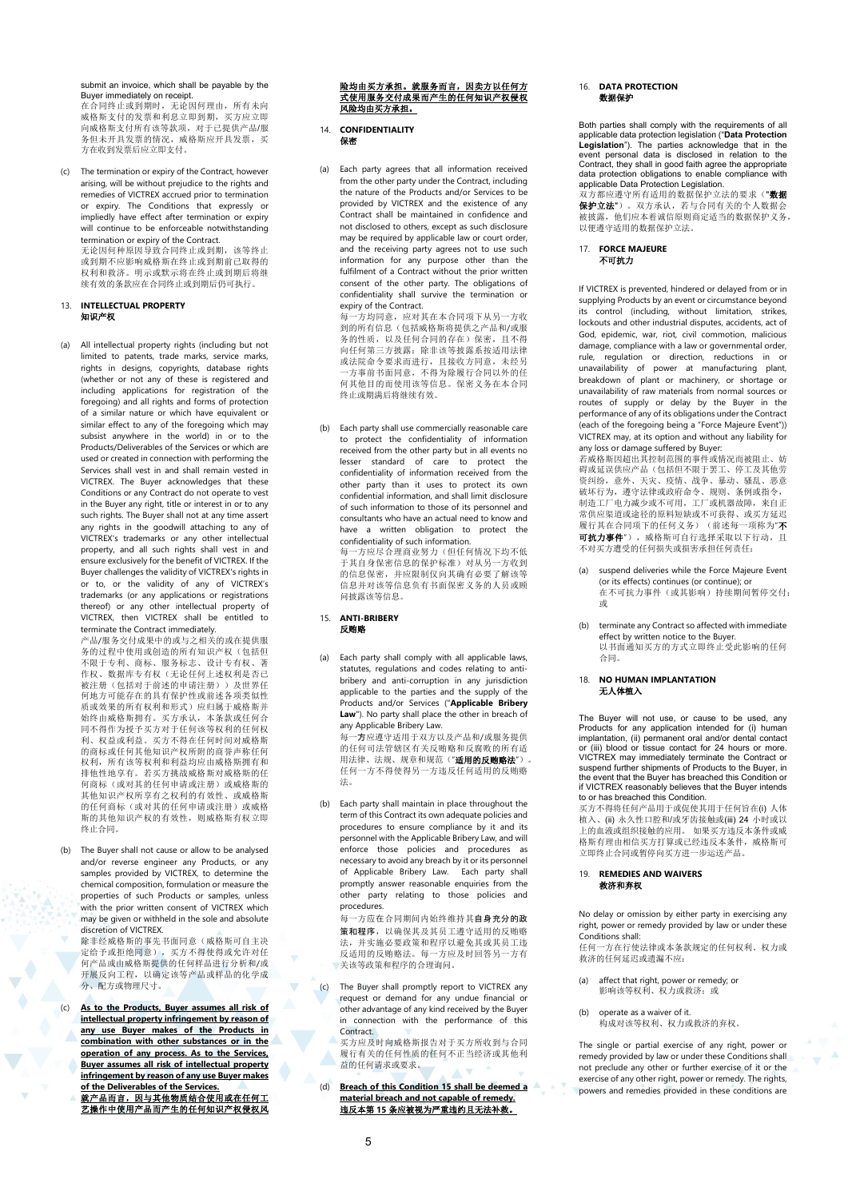submit an invoice, which shall be payable by the Buyer immediately on receipt.
在合同终止或到期时，无论因何理由，所有未向威格斯支付的发票和利息立即到期，买方应立即向威格斯支付所有该等款项，对于已提供产品/服务但未开具发票的情况，威格斯应开具发票，买方在收到发票后应立即支付。

(c) The termination or expiry of the Contract, however arising, will be without prejudice to the rights and remedies of VICTREX accrued prior to termination or expiry. The Conditions that expressly or impliedly have effect after termination or expiry will continue to be enforceable notwithstanding termination or expiry of the Contract.
无论因何种原因导致合同终止或到期，该等终止或到期不应影响威格斯在终止或到期前已取得的权利和救济。明示或默示将在终止或到期后将继续有效的条款应在合同终止或到期后仍可执行。

## 13. INTELLECTUAL PROPERTY
## 知识产权

(a) All intellectual property rights (including but not limited to patents, trade marks, service marks, rights in designs, copyrights, database rights (whether or not any of these is registered and including applications for registration of the foregoing) and all rights and forms of protection of a similar nature or which have equivalent or similar effect to any of the foregoing which may subsist anywhere in the world) in or to the Products/Deliverables of the Services or which are used or created in connection with performing the Services shall vest in and shall remain vested in VICTREX. The Buyer acknowledges that these Conditions or any Contract do not operate to vest in the Buyer any right, title or interest in or to any such rights. The Buyer shall not at any time assert any rights in the goodwill attaching to any of VICTREX's trademarks or any other intellectual property, and all such rights shall vest in and ensure exclusively for the benefit of VICTREX. If the Buyer challenges the validity of VICTREX's rights in or to, or the validity of any of VICTREX's trademarks (or any applications or registrations thereof) or any other intellectual property of VICTREX, then VICTREX shall be entitled to terminate the Contract immediately.
产品/服务交付成果中的或与之相关的或在提供服务的过程中使用或创造的所有知识产权（包括但不限于专利、商标、服务标志、设计专有权、著作权、数据库专有权（无论任何上述权利是否已被注册（包括对于前述的申请注册））及世界任何地方可能存在的具有保护性或前述各项类似性质或效果的所有权利和形式）应归属于威格斯并始终由威格斯拥有。买方承认，本条款或任何合同不得作为授予买方对于任何该等权利的任何权利、权益或利益。买方不得在任何时间对威格斯的商标或任何其他知识产权所附的商誉声称任何权利，所有该等权利和利益均应由威格斯拥有和排他性地享有。若买方挑战威格斯对威格斯的任何商标（或对其的任何申请或注册）或威格斯的其他知识产权所享有之权利的有效性、或威格斯的任何商标（或对其的任何申请或注册）或威格斯的其他知识产权的有效性，则威格斯有权立即终止合同。

(b) The Buyer shall not cause or allow to be analysed and/or reverse engineer any Products, or any samples provided by VICTREX, to determine the chemical composition, formulation or measure the properties of such Products or samples, unless with the prior written consent of VICTREX which may be given or withheld in the sole and absolute discretion of VICTREX.
除非经威格斯的事先书面同意（威格斯可自主决定给予或拒绝同意），买方不得使得或允许对任何产品或由威格斯提供的任何样品进行分析和/或开展反向工程，以确定该等产品或样品的化学成分、配方或物理尺寸。

(c) <u>**As to the Products, Buyer assumes all risk of intellectual property infringement by reason of any use Buyer makes of the Products in combination with other substances or in the operation of any process. As to the Services, Buyer assumes all risk of intellectual property infringement by reason of any use Buyer makes of the Deliverables of the Services.**</u>
<u>**就产品而言，因与其他物质结合使用或在任何工艺操作中使用产品而产生的任何知识产权侵权风险均由买方承担。就服务而言，因买方以任何方式使用服务交付成果而产生的任何知识产权侵权风险均由买方承担。**</u>

## 14. CONFIDENTIALITY
## 保密

(a) Each party agrees that all information received from the other party under the Contract, including the nature of the Products and/or Services to be provided by VICTREX and the existence of any Contract shall be maintained in confidence and not disclosed to others, except as such disclosure may be required by applicable law or court order, and the receiving party agrees not to use such information for any purpose other than the fulfilment of a Contract without the prior written consent of the other party. The obligations of confidentiality shall survive the termination or expiry of the Contract.
每一方均同意，应对其在本合同项下从另一方收到的所有信息（包括威格斯将提供之产品和/或服务的性质，以及任何合同的存在）保密，且不得向任何第三方披露；除非该等披露系按适用法律或法院命令要求而进行，且接收方同意，未经另一方事前书面同意，不得为除履行合同以外的任何其他目的而使用该等信息。保密义务在本合同终止或期满后将继续有效。

(b) Each party shall use commercially reasonable care to protect the confidentiality of information received from the other party but in all events no lesser standard of care to protect the confidentiality of information received from the other party than it uses to protect its own confidential information, and shall limit disclosure of such information to those of its personnel and consultants who have an actual need to know and have a written obligation to protect the confidentiality of such information.
每一方应尽合理商业努力（但任何情况下均不低于其自身保密信息的保护标准）对从另一方收到的信息保密，并应限制仅向其确有必要了解该等信息并对该等信息负有书面保密义务的人员或顾问披露该等信息。

## 15. ANTI-BRIBERY
## 反贿赂

(a) Each party shall comply with all applicable laws, statutes, regulations and codes relating to anti-bribery and anti-corruption in any jurisdiction applicable to the parties and the supply of the Products and/or Services ("**Applicable Bribery Law**"). No party shall place the other in breach of any Applicable Bribery Law.
每一方都应遵守适用于双方以及产品和/或服务提供的任何司法管辖区有关反贿赂和反腐败的所有适用法律、法规、规章和规范（"**适用的反贿赂法**"）。任何一方不得使得另一方违反任何适用的反贿赂法。

(b) Each party shall maintain in place throughout the term of this Contract its own adequate policies and procedures to ensure compliance by it and its personnel with the Applicable Bribery Law, and will enforce those policies and procedures as necessary to avoid any breach by it or its personnel of Applicable Bribery Law. Each party shall promptly answer reasonable enquiries from the other party relating to those policies and procedures.
每一方应在合同期间内始终维持其**自身充分的政策和程序**，以确保其及其员工遵守适用的反贿赂法，并实施必要政策和程序以避免其或其员工违反适用的反贿赂法。每一方应及时回答另一方有关该等政策和程序的合理询问。

(c) The Buyer shall promptly report to VICTREX any request or demand for any undue financial or other advantage of any kind received by the Buyer in connection with the performance of this Contract.
买方应及时向威格斯报告对于买方所收到与合同履行有关的任何不正当经济或其他利益的任何请求或要求。

(d) <u>**Breach of this Condition 15 shall be deemed a material breach and not capable of remedy.**</u>
<u>**违反本第 15 条应被视为严重违约且无法补救。**</u>

## 16. DATA PROTECTION
## 数据保护

Both parties shall comply with the requirements of all applicable data protection legislation ("**Data Protection Legislation**"). The parties acknowledge that in the event personal data is disclosed in relation to the Contract, they shall in good faith agree the appropriate data protection obligations to enable compliance with applicable Data Protection Legislation.
双方都应遵守所有适用的数据保护立法的要求（"**数据保护立法**"）。双方承认，若与合同有关的个人数据会被披露，他们应本着诚信原则商定适当的数据保护义务，以便遵守适用的数据保护立法。

## 17. FORCE MAJEURE
## 不可抗力

If VICTREX is prevented, hindered or delayed from or in supplying Products by an event or circumstance beyond its control (including, without limitation, strikes, lockouts and other industrial disputes, accidents, act of God, epidemic, war, riot, civil commotion, malicious damage, compliance with a law or governmental order, rule, regulation or direction, reductions in or unavailability of power at manufacturing plant, breakdown of plant or machinery, or shortage or unavailability of raw materials from normal sources or routes of supply or delay by the Buyer in the performance of any of its obligations under the Contract (each of the foregoing being a "Force Majeure Event")) VICTREX may, at its option and without any liability for any loss or damage suffered by Buyer:
若威格斯因超出其控制范围的事件或情况而被阻止、妨碍或延误供应产品（包括但不限于罢工、停工及其他劳资纠纷，意外、天灾、疫情、战争、暴动、骚乱、恶意破坏行为，遵守法律或政府命令、规则、条例或指令，制造工厂电力减少或不可用，工厂或机器故障，来自正常供应渠道或途径的原料短缺或不可获得、或买方延迟履行其在合同项下的任何义务）（前述每一项称为"**不可抗力事件**"），威格斯可自行选择采取以下行动，且不对买方遭受的任何损失或损害承担任何责任：

(a) suspend deliveries while the Force Majeure Event (or its effects) continues (or continue); or
在不可抗力事件（或其影响）持续期间暂停交付；或

(b) terminate any Contract so affected with immediate effect by written notice to the Buyer.
以书面通知买方的方式立即终止受此影响的任何合同。

## 18. NO HUMAN IMPLANTATION
## 无人体植入

The Buyer will not use, or cause to be used, any Products for any application intended for (i) human implantation, (ii) permanent oral and/or dental contact or (iii) blood or tissue contact for 24 hours or more. VICTREX may immediately terminate the Contract or suspend further shipments of Products to the Buyer, in the event that the Buyer has breached this Condition or if VICTREX reasonably believes that the Buyer intends to or has breached this Condition.
买方不得将任何产品用于或促使其用于任何旨在(i) 人体植入、(ii) 永久性口腔和/或牙齿接触或(iii) 24 小时或以上的血液或组织接触的应用。如果买方违反本条件或威格斯有理由相信买方打算或已经违反本条件，威格斯可立即终止合同或暂停向买方进一步运送产品。

## 19. REMEDIES AND WAIVERS
## 救济和弃权

No delay or omission by either party in exercising any right, power or remedy provided by law or under these Conditions shall:
任何一方在行使法律或本条款规定的任何权利、权力或救济的任何延迟或遗漏不应：

(a) affect that right, power or remedy; or
影响该等权利、权力或救济；或

(b) operate as a waiver of it.
构成对该等权利、权力或救济的弃权。

The single or partial exercise of any right, power or remedy provided by law or under these Conditions shall not preclude any other or further exercise of it or the exercise of any other right, power or remedy. The rights, powers and remedies provided in these conditions are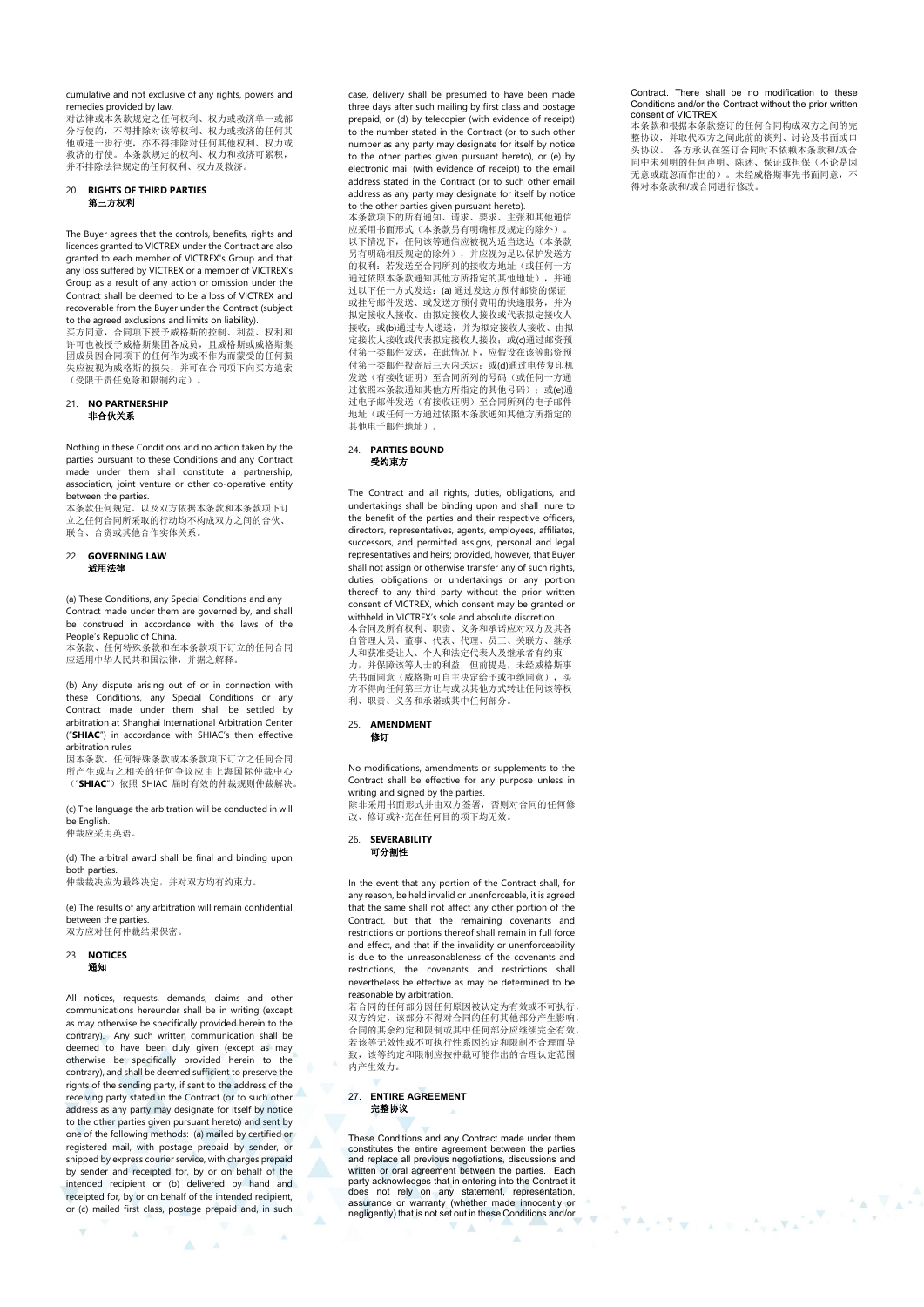cumulative and not exclusive of any rights, powers and remedies provided by law.
对法律或本条款规定之任何权利、权力或救济单一或部分行使的，不得排除对该等权利、权力或救济的任何其他或进一步行使，亦不得排除对任何其他权利、权力或救济的行使。本条款规定的权利、权力和救济可累积，并不排除法律规定的任何权利、权力及救济。

## 20. RIGHTS OF THIRD PARTIES
## 第三方权利

The Buyer agrees that the controls, benefits, rights and licences granted to VICTREX under the Contract are also granted to each member of VICTREX's Group and that any loss suffered by VICTREX or a member of VICTREX's Group as a result of any action or omission under the Contract shall be deemed to be a loss of VICTREX and recoverable from the Buyer under the Contract (subject to the agreed exclusions and limits on liability).
买方同意，合同项下授予威格斯的控制、利益、权利和许可也被授予威格斯集团各成员，且威格斯或威格斯集团成员因合同项下的任何作为或不作为而蒙受的任何损失应被视为威格斯的损失，并可在合同项下向买方追索（受限于责任免除和限制约定）。

## 21. NO PARTNERSHIP
## 非合伙关系

Nothing in these Conditions and no action taken by the parties pursuant to these Conditions and any Contract made under them shall constitute a partnership, association, joint venture or other co-operative entity between the parties.
本条款任何规定、以及双方依据本条款和本条款项下订立之任何合同所采取的行动均不构成双方之间的合伙、联合、合资或其他合作实体关系。

## 22. GOVERNING LAW
## 适用法律

(a) These Conditions, any Special Conditions and any Contract made under them are governed by, and shall be construed in accordance with the laws of the People's Republic of China.
本条款、任何特殊条款和在本条款项下订立的任何合同应适用中华人民共和国法律，并据之解释。

(b) Any dispute arising out of or in connection with these Conditions, any Special Conditions or any Contract made under them shall be settled by arbitration at Shanghai International Arbitration Center ("**SHIAC**") in accordance with SHIAC's then effective arbitration rules.
因本条款、任何特殊条款或本条款项下订立之任何合同所产生或与之相关的任何争议应由上海国际仲裁中心（"**SHIAC**"）依照 SHIAC 届时有效的仲裁规则仲裁解决。

(c) The language the arbitration will be conducted in will be English.
仲裁应采用英语。

(d) The arbitral award shall be final and binding upon both parties.
仲裁裁决应为最终决定，并对双方均有约束力。

(e) The results of any arbitration will remain confidential between the parties.
双方应对任何仲裁结果保密。

## 23. NOTICES
## 通知

All notices, requests, demands, claims and other communications hereunder shall be in writing (except as may otherwise be specifically provided herein to the contrary). Any such written communication shall be deemed to have been duly given (except as may otherwise be specifically provided herein to the contrary), and shall be deemed sufficient to preserve the rights of the sending party, if sent to the address of the receiving party stated in the Contract (or to such other address as any party may designate for itself by notice to the other parties given pursuant hereto) and sent by one of the following methods: (a) mailed by certified or registered mail, with postage prepaid by sender, or shipped by express courier service, with charges prepaid by sender and receipted for, by or on behalf of the intended recipient or (b) delivered by hand and receipted for, by or on behalf of the intended recipient, or (c) mailed first class, postage prepaid and, in such case, delivery shall be presumed to have been made three days after such mailing by first class and postage prepaid, or (d) by telecopier (with evidence of receipt) to the number stated in the Contract (or to such other number as any party may designate for itself by notice to the other parties given pursuant hereto), or (e) by electronic mail (with evidence of receipt) to the email address stated in the Contract (or to such other email address as any party may designate for itself by notice to the other parties given pursuant hereto).
本条款项下的所有通知、请求、要求、主张和其他通信应采用书面形式（本条款另有明确相反规定的除外）。以下情况下，任何该等通信应被视为适当送达（本条款另有明确相反规定的除外），并应视为足以保护发送方的权利：若发送至合同所列的接收方地址（或任何一方通过依照本条款通知其他方所指定的其他地址），并通过以下任一方式发送：(a) 通过发送方预付邮资的保证或挂号邮件发送、或发送方预付费用的快递服务，并为拟定接收人接收、由拟定接收人接收或代表拟定接收人接收；或(b)通过专人递送，并为拟定接收人接收、由拟定接收人接收或代表拟定接收人接收；或(c)通过邮资预付第一类邮件发送，在此情况下，应假设在该等邮资预付第一类邮件投寄后三天内送达；或(d)通过电传复印机发送（有接收证明）至合同所列的号码（或任何一方通过依照本条款通知其他方所指定的其他号码）；或(e)通过电子邮件发送（有接收证明）至合同所列的电子邮件地址（或任何一方通过依照本条款通知其他方所指定的其他电子邮件地址）。

## 24. PARTIES BOUND
## 受约束方

The Contract and all rights, duties, obligations, and undertakings shall be binding upon and shall inure to the benefit of the parties and their respective officers, directors, representatives, agents, employees, affiliates, successors, and permitted assigns, personal and legal representatives and heirs; provided, however, that Buyer shall not assign or otherwise transfer any of such rights, duties, obligations or undertakings or any portion thereof to any third party without the prior written consent of VICTREX, which consent may be granted or withheld in VICTREX's sole and absolute discretion.
本合同及所有权利、职责、义务和承诺应对双方及其各自管理人员、董事、代表、代理、员工、关联方、继承人和获准受让人、个人和法定代表人及继承者有约束力，并保障该等人士的利益，但前提是，未经威格斯事先书面同意（威格斯可自主决定给予或拒绝同意），买方不得向任何第三方让与或以其他方式转让任何该等权利、职责、义务和承诺或其中任何部分。

## 25. AMENDMENT
## 修订

No modifications, amendments or supplements to the Contract shall be effective for any purpose unless in writing and signed by the parties.
除非采用书面形式并由双方签署，否则对合同的任何修改、修订或补充在任何目的项下均无效。

## 26. SEVERABILITY
## 可分割性

In the event that any portion of the Contract shall, for any reason, be held invalid or unenforceable, it is agreed that the same shall not affect any other portion of the Contract, but that the remaining covenants and restrictions or portions thereof shall remain in full force and effect, and that if the invalidity or unenforceability is due to the unreasonableness of the covenants and restrictions, the covenants and restrictions shall nevertheless be effective as may be determined to be reasonable by arbitration.
若合同的任何部分因任何原因被认定为有效或不可执行，双方约定，该部分不得对合同的任何其他部分产生影响，合同的其余约定和限制或其中任何部分应继续完全有效，若该等无效性或不可执行性系因约定和限制不合理而导致，该等约定和限制应按仲裁可能作出的合理认定范围内产生效力。

## 27. ENTIRE AGREEMENT
## 完整协议

These Conditions and any Contract made under them constitutes the entire agreement between the parties and replace all previous negotiations, discussions and written or oral agreement between the parties. Each party acknowledges that in entering into the Contract it does not rely on any statement, representation, assurance or warranty (whether made innocently or negligently) that is not set out in these Conditions and/or Contract. There shall be no modification to these Conditions and/or the Contract without the prior written consent of VICTREX.
本条款和根据本条款签订的任何合同构成双方之间的完整协议，并取代双方之间此前的谈判、讨论及书面或口头协议。各方承认在签订合同时不依赖本条款和/或合同中未列明的任何声明、陈述、保证或担保（不论是因无意或疏忽而作出的）。未经威格斯事先书面同意，不得对本条款和/或合同进行修改。